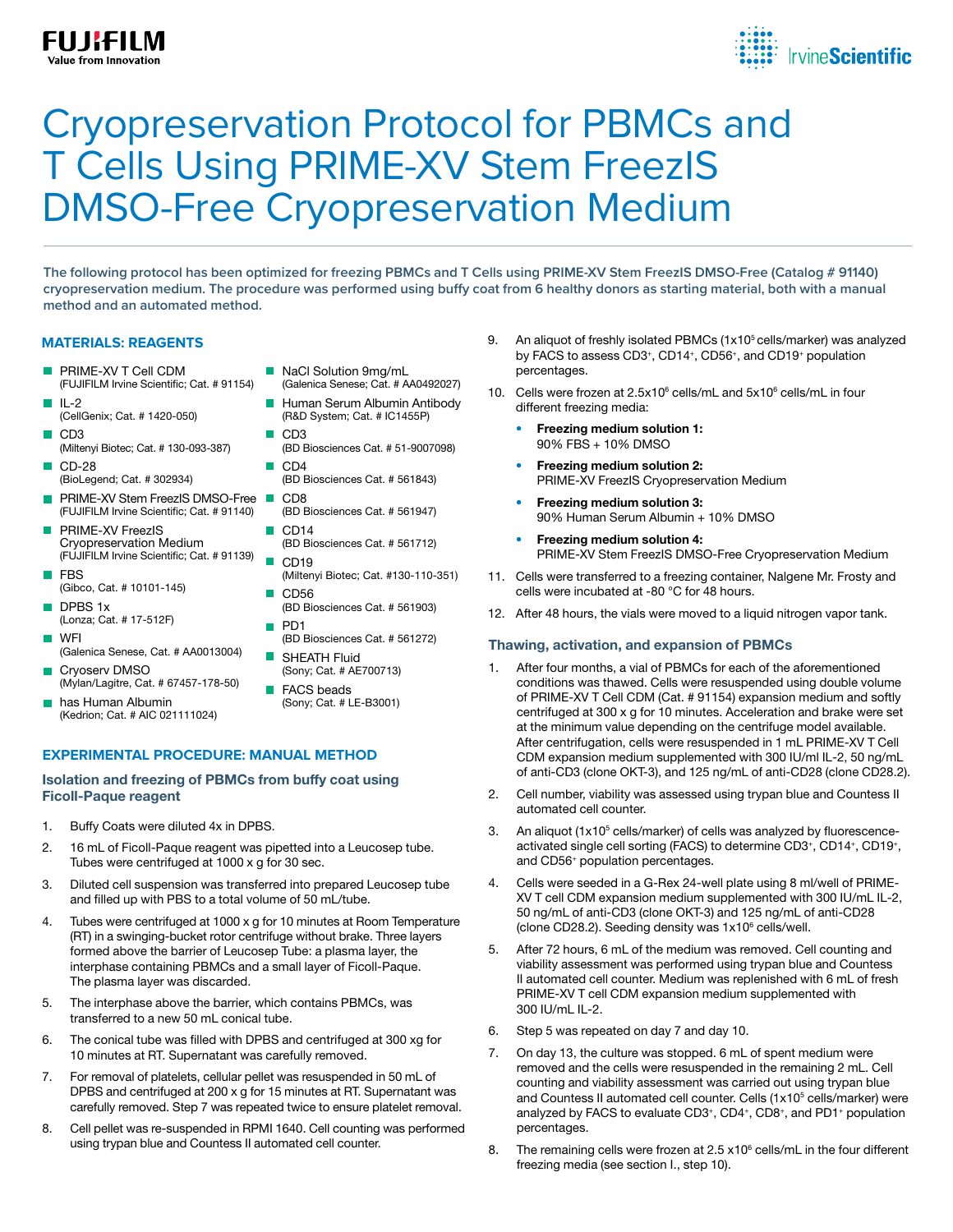# Cryopreservation Protocol for PBMCs and T Cells Using PRIME-XV Stem FreezIS DMSO-Free Cryopreservation Medium

**The following protocol has been optimized for freezing PBMCs and T Cells using PRIME-XV Stem FreezIS DMSO-Free (Catalog # 91140) cryopreservation medium. The procedure was performed using buffy coat from 6 healthy donors as starting material, both with a manual method and an automated method.**

## MATERIALS: REAGENTS

- PRIME-XV T Cell CDM (FUJIFILM Irvine Scientific; Cat. # 91154)
- IL-2 (CellGenix; Cat. # 1420-050)
- CD3 (Miltenyi Biotec; Cat. # 130-093-387)
- CD-28 (BioLegend; Cat. # 302934)
- PRIME-XV Stem FreezIS DMSO-Free (FUJIFILM Irvine Scientific; Cat. # 91140)
- PRIME-XV FreezIS Cryopreservation Medium (FUJIFILM Irvine Scientific; Cat. # 91139)
- FBS (Gibco, Cat. # 10101-145)
- DPBS 1x (Lonza; Cat. # 17-512F)
- WFI (Galenica Senese, Cat. # AA0013004)
- Cryoserv DMSO (Mylan/Lagitre, Cat. # 67457-178-50)
- has Human Albumin (Kedrion; Cat. # AIC 021111024)
- NaCl Solution 9mg/mL (Galenica Senese; Cat. # AA0492027)
- Human Serum Albumin Antibody (R&D System; Cat. # IC1455P)
- CD3 (BD Biosciences Cat. # 51-9007098)
- CD4 (BD Biosciences Cat. # 561843)
- CD8 (BD Biosciences Cat. # 561947)
- CD14 (BD Biosciences Cat. # 561712)
- CD19 (Miltenyi Biotec; Cat. #130-110-351)
- CD56 (BD Biosciences Cat. # 561903)
- PD1 (BD Biosciences Cat. # 561272)
- SHEATH Fluid (Sony; Cat. # AE700713)
- FACS beads (Sony; Cat. # LE-B3001)

## EXPERIMENTAL PROCEDURE: MANUAL METHOD

### Isolation and freezing of PBMCs from buffy coat using Ficoll-Paque reagent

1. Buffy Coats were diluted 4x in DPBS.
2. 16 mL of Ficoll-Paque reagent was pipetted into a Leucosep tube. Tubes were centrifuged at 1000 x g for 30 sec.
3. Diluted cell suspension was transferred into prepared Leucosep tube and filled up with PBS to a total volume of 50 mL/tube.
4. Tubes were centrifuged at 1000 x g for 10 minutes at Room Temperature (RT) in a swinging-bucket rotor centrifuge without brake. Three layers formed above the barrier of Leucosep Tube: a plasma layer, the interphase containing PBMCs and a small layer of Ficoll-Paque. The plasma layer was discarded.
5. The interphase above the barrier, which contains PBMCs, was transferred to a new 50 mL conical tube.
6. The conical tube was filled with DPBS and centrifuged at 300 xg for 10 minutes at RT. Supernatant was carefully removed.
7. For removal of platelets, cellular pellet was resuspended in 50 mL of DPBS and centrifuged at 200 x g for 15 minutes at RT. Supernatant was carefully removed. Step 7 was repeated twice to ensure platelet removal.
8. Cell pellet was re-suspended in RPMI 1640. Cell counting was performed using trypan blue and Countess II automated cell counter.
9. An aliquot of freshly isolated PBMCs ($1x10^5$ cells/marker) was analyzed by FACS to assess $CD3^+$, $CD14^+$, $CD56^+$, and $CD19^+$ population percentages.
10. Cells were frozen at $2.5x10^6$ cells/mL and $5x10^6$ cells/mL in four different freezing media:
    - **Freezing medium solution 1:** 90% FBS + 10% DMSO
    - **Freezing medium solution 2:** PRIME-XV FreezIS Cryopreservation Medium
    - **Freezing medium solution 3:** 90% Human Serum Albumin + 10% DMSO
    - **Freezing medium solution 4:** PRIME-XV Stem FreezIS DMSO-Free Cryopreservation Medium
11. Cells were transferred to a freezing container, Nalgene Mr. Frosty and cells were incubated at -80 °C for 48 hours.
12. After 48 hours, the vials were moved to a liquid nitrogen vapor tank.

### Thawing, activation, and expansion of PBMCs

1. After four months, a vial of PBMCs for each of the aforementioned conditions was thawed. Cells were resuspended using double volume of PRIME-XV T Cell CDM (Cat. # 91154) expansion medium and softly centrifuged at 300 x g for 10 minutes. Acceleration and brake were set at the minimum value depending on the centrifuge model available. After centrifugation, cells were resuspended in 1 mL PRIME-XV T Cell CDM expansion medium supplemented with 300 IU/ml IL-2, 50 ng/mL of anti-CD3 (clone OKT-3), and 125 ng/mL of anti-CD28 (clone CD28.2).
2. Cell number, viability was assessed using trypan blue and Countess II automated cell counter.
3. An aliquot ($1x10^5$ cells/marker) of cells was analyzed by fluorescence-activated single cell sorting (FACS) to determine $CD3^+$, $CD14^+$, $CD19^+$, and $CD56^+$ population percentages.
4. Cells were seeded in a G-Rex 24-well plate using 8 ml/well of PRIME-XV T cell CDM expansion medium supplemented with 300 IU/mL IL-2, 50 ng/mL of anti-CD3 (clone OKT-3) and 125 ng/mL of anti-CD28 (clone CD28.2). Seeding density was $1x10^6$ cells/well.
5. After 72 hours, 6 mL of the medium was removed. Cell counting and viability assessment was performed using trypan blue and Countess II automated cell counter. Medium was replenished with 6 mL of fresh PRIME-XV T cell CDM expansion medium supplemented with 300 IU/mL IL-2.
6. Step 5 was repeated on day 7 and day 10.
7. On day 13, the culture was stopped. 6 mL of spent medium were removed and the cells were resuspended in the remaining 2 mL. Cell counting and viability assessment was carried out using trypan blue and Countess II automated cell counter. Cells ($1x10^5$ cells/marker) were analyzed by FACS to evaluate $CD3^+$, $CD4^+$, $CD8^+$, and $PD1^+$ population percentages.
8. The remaining cells were frozen at $2.5 x10^6$ cells/mL in the four different freezing media (see section I., step 10).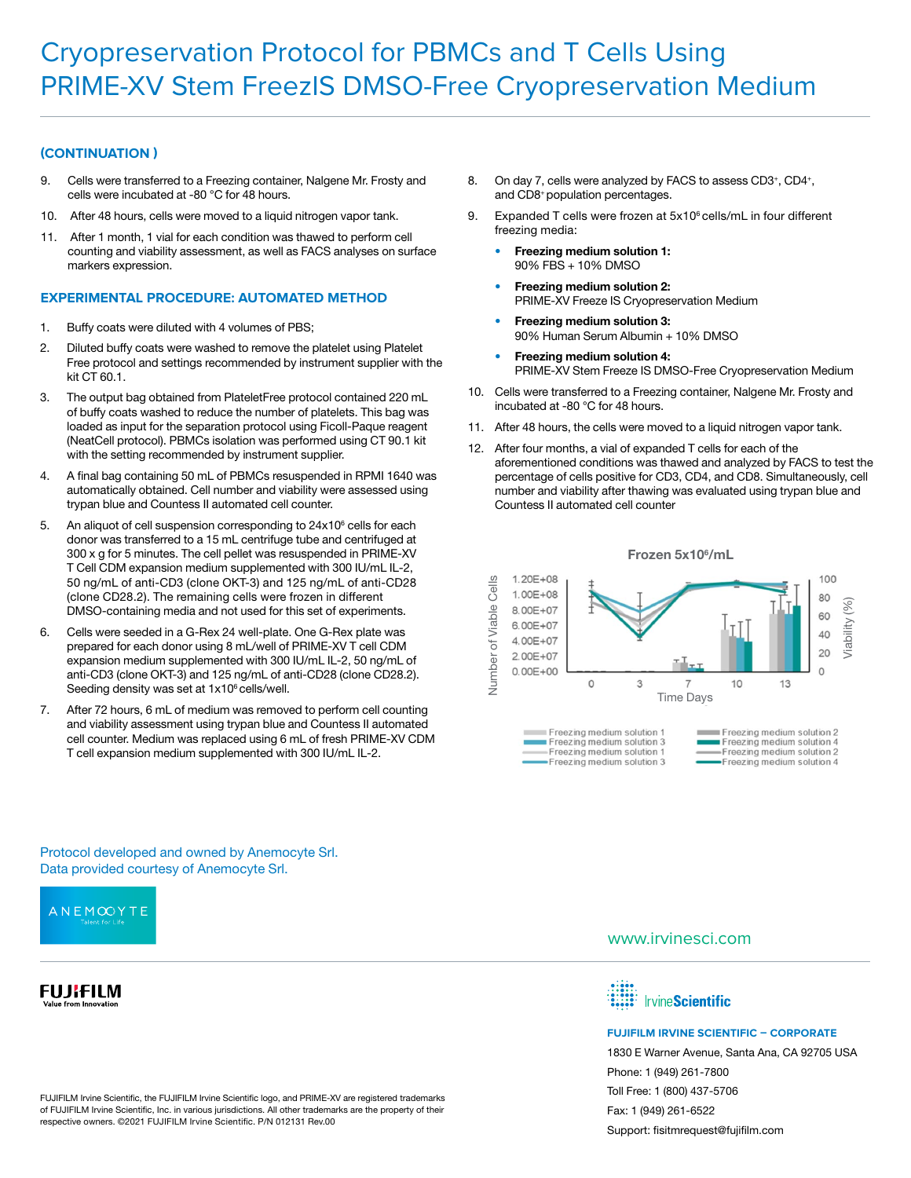# Cryopreservation Protocol for PBMCs and T Cells Using PRIME-XV Stem FreezIS DMSO-Free Cryopreservation Medium

### (CONTINUATION )

9. Cells were transferred to a Freezing container, Nalgene Mr. Frosty and cells were incubated at -80 °C for 48 hours.
10. After 48 hours, cells were moved to a liquid nitrogen vapor tank.
11. After 1 month, 1 vial for each condition was thawed to perform cell counting and viability assessment, as well as FACS analyses on surface markers expression.

### EXPERIMENTAL PROCEDURE: AUTOMATED METHOD

1. Buffy coats were diluted with 4 volumes of PBS;
2. Diluted buffy coats were washed to remove the platelet using Platelet Free protocol and settings recommended by instrument supplier with the kit CT 60.1.
3. The output bag obtained from PlateletFree protocol contained 220 mL of buffy coats washed to reduce the number of platelets. This bag was loaded as input for the separation protocol using Ficoll-Paque reagent (NeatCell protocol). PBMCs isolation was performed using CT 90.1 kit with the setting recommended by instrument supplier.
4. A final bag containing 50 mL of PBMCs resuspended in RPMI 1640 was automatically obtained. Cell number and viability were assessed using trypan blue and Countess II automated cell counter.
5. An aliquot of cell suspension corresponding to 24x10$^6$ cells for each donor was transferred to a 15 mL centrifuge tube and centrifuged at 300 x g for 5 minutes. The cell pellet was resuspended in PRIME-XV T Cell CDM expansion medium supplemented with 300 IU/mL IL-2, 50 ng/mL of anti-CD3 (clone OKT-3) and 125 ng/mL of anti-CD28 (clone CD28.2). The remaining cells were frozen in different DMSO-containing media and not used for this set of experiments.
6. Cells were seeded in a G-Rex 24 well-plate. One G-Rex plate was prepared for each donor using 8 mL/well of PRIME-XV T cell CDM expansion medium supplemented with 300 IU/mL IL-2, 50 ng/mL of anti-CD3 (clone OKT-3) and 125 ng/mL of anti-CD28 (clone CD28.2). Seeding density was set at 1x10$^6$ cells/well.
7. After 72 hours, 6 mL of medium was removed to perform cell counting and viability assessment using trypan blue and Countess II automated cell counter. Medium was replaced using 6 mL of fresh PRIME-XV CDM T cell expansion medium supplemented with 300 IU/mL IL-2.
8. On day 7, cells were analyzed by FACS to assess CD3$^+$, CD4$^+$, and CD8$^+$ population percentages.
9. Expanded T cells were frozen at 5x10$^6$ cells/mL in four different freezing media:
   - **Freezing medium solution 1:** 90% FBS + 10% DMSO
   - **Freezing medium solution 2:** PRIME-XV Freeze IS Cryopreservation Medium
   - **Freezing medium solution 3:** 90% Human Serum Albumin + 10% DMSO
   - **Freezing medium solution 4:** PRIME-XV Stem Freeze IS DMSO-Free Cryopreservation Medium
10. Cells were transferred to a Freezing container, Nalgene Mr. Frosty and incubated at -80 °C for 48 hours.
11. After 48 hours, the cells were moved to a liquid nitrogen vapor tank.
12. After four months, a vial of expanded T cells for each of the aforementioned conditions was thawed and analyzed by FACS to test the percentage of cells positive for CD3, CD4, and CD8. Simultaneously, cell number and viability after thawing was evaluated using trypan blue and Countess II automated cell counter

Frozen 5x10$^6$/mL

Number of Viable Cells
1.20E+08
1.00E+08
8.00E+07
6.00E+07
4.00E+07
2.00E+07
0.00E+00

Viability (%)
100
80
60
40
20
0

0 3 7 10 13
Time Days

Freezing medium solution 1
Freezing medium solution 2
Freezing medium solution 3
Freezing medium solution 4
Freezing medium solution 1
Freezing medium solution 2
Freezing medium solution 3
Freezing medium solution 4

Protocol developed and owned by Anemocyte Srl.
Data provided courtesy of Anemocyte Srl.

ANEMOCYTE Talent for Life

www.irvinesci.com

FUJIFILM Value from Innovation

IrvineScientific

**FUJIFILM IRVINE SCIENTIFIC – CORPORATE**
1830 E Warner Avenue, Santa Ana, CA 92705 USA
Phone: 1 (949) 261-7800
Toll Free: 1 (800) 437-5706
Fax: 1 (949) 261-6522
Support: fisitmrequest@fujifilm.com

FUJIFILM Irvine Scientific, the FUJIFILM Irvine Scientific logo, and PRIME-XV are registered trademarks of FUJIFILM Irvine Scientific, Inc. in various jurisdictions. All other trademarks are the property of their respective owners. ©2021 FUJIFILM Irvine Scientific. P/N 012131 Rev.00